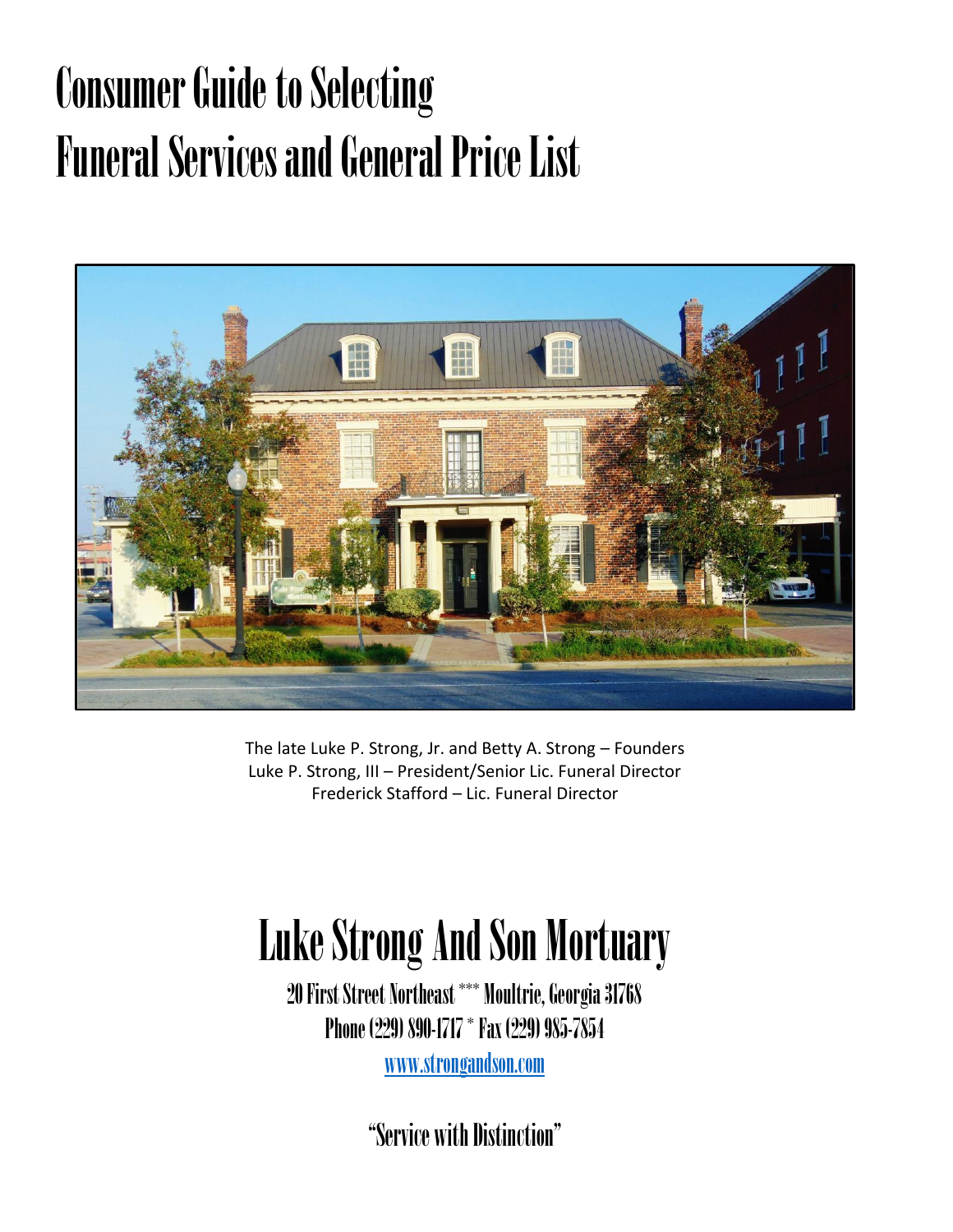# Consumer Guide to Selecting Funeral Services and General Price List

The late Luke P. Strong, Jr. and Betty A. Strong – Founders
Luke P. Strong, III – President/Senior Lic. Funeral Director
Frederick Stafford – Lic. Funeral Director

# Luke Strong And Son Mortuary

**20 First Street Northeast \*\*\* Moultrie, Georgia 31768**
**Phone (229) 890-1717 \* Fax (229) 985-7854**

[www.strongandson.com](http://www.strongandson.com)

## "Service with Distinction"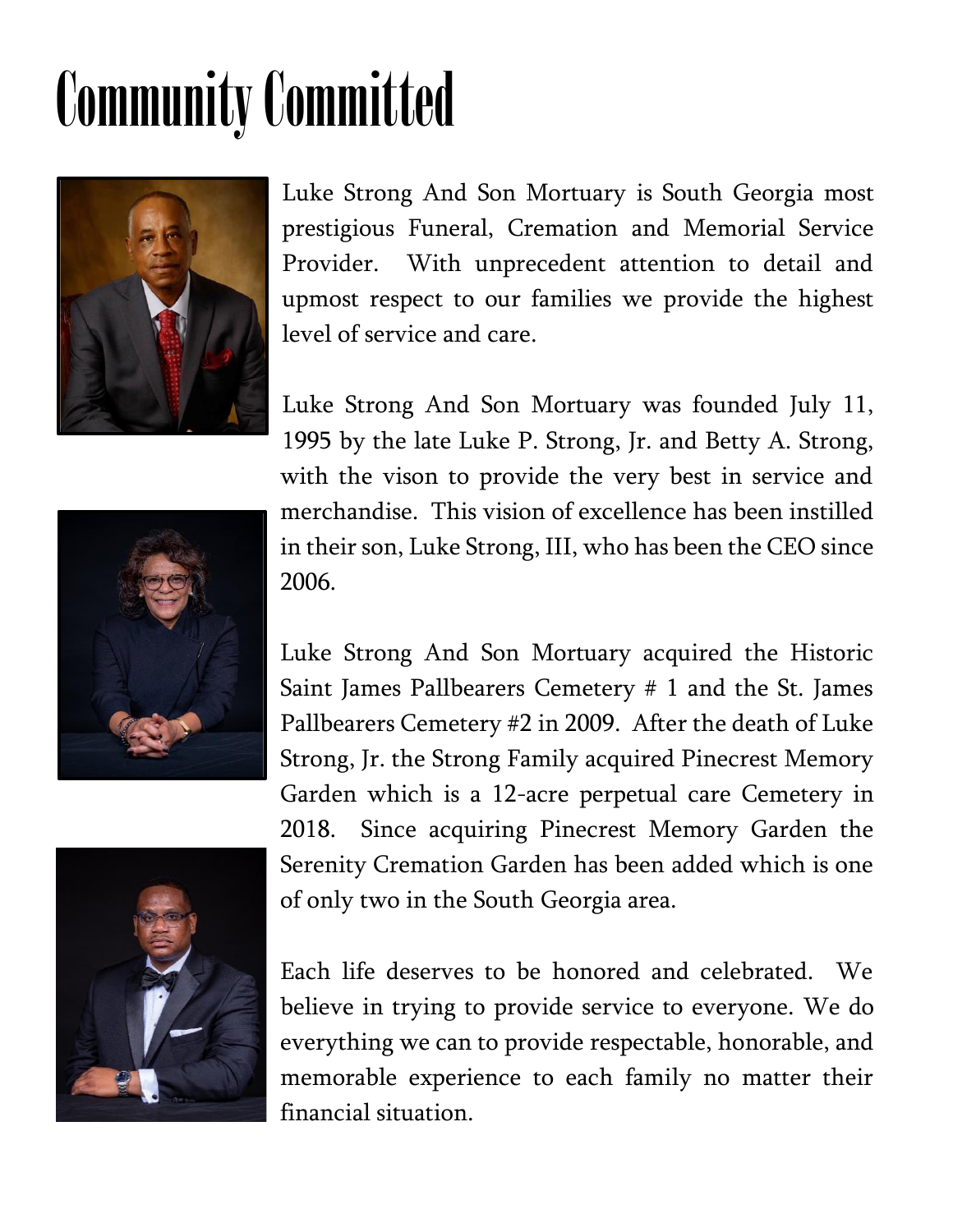# Community Committed

Luke Strong And Son Mortuary is South Georgia most prestigious Funeral, Cremation and Memorial Service Provider. With unprecedent attention to detail and upmost respect to our families we provide the highest level of service and care.

Luke Strong And Son Mortuary was founded July 11, 1995 by the late Luke P. Strong, Jr. and Betty A. Strong, with the vison to provide the very best in service and merchandise. This vision of excellence has been instilled in their son, Luke Strong, III, who has been the CEO since 2006.

Luke Strong And Son Mortuary acquired the Historic Saint James Pallbearers Cemetery # 1 and the St. James Pallbearers Cemetery #2 in 2009. After the death of Luke Strong, Jr. the Strong Family acquired Pinecrest Memory Garden which is a 12-acre perpetual care Cemetery in 2018. Since acquiring Pinecrest Memory Garden the Serenity Cremation Garden has been added which is one of only two in the South Georgia area.

Each life deserves to be honored and celebrated. We believe in trying to provide service to everyone. We do everything we can to provide respectable, honorable, and memorable experience to each family no matter their financial situation.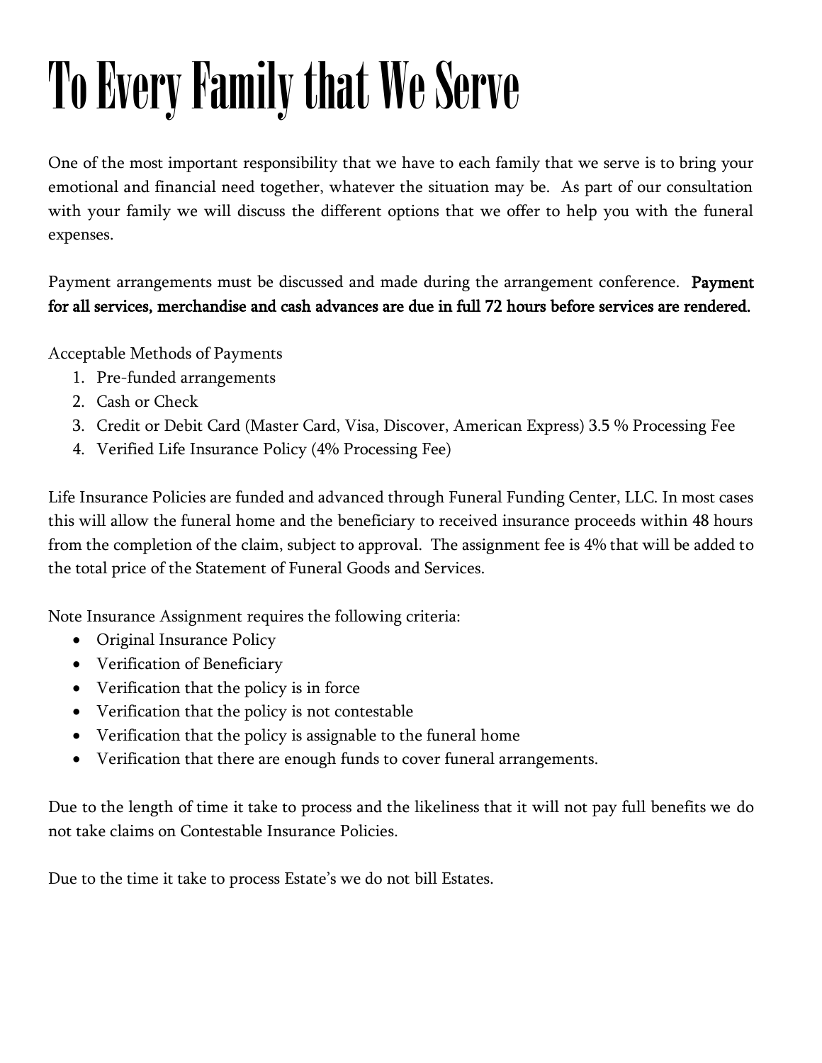# To Every Family that We Serve

One of the most important responsibility that we have to each family that we serve is to bring your emotional and financial need together, whatever the situation may be. As part of our consultation with your family we will discuss the different options that we offer to help you with the funeral expenses.

Payment arrangements must be discussed and made during the arrangement conference. **Payment for all services, merchandise and cash advances are due in full 72 hours before services are rendered.**

Acceptable Methods of Payments

1. Pre-funded arrangements
2. Cash or Check
3. Credit or Debit Card (Master Card, Visa, Discover, American Express) 3.5 % Processing Fee
4. Verified Life Insurance Policy (4% Processing Fee)

Life Insurance Policies are funded and advanced through Funeral Funding Center, LLC. In most cases this will allow the funeral home and the beneficiary to received insurance proceeds within 48 hours from the completion of the claim, subject to approval. The assignment fee is 4% that will be added to the total price of the Statement of Funeral Goods and Services.

Note Insurance Assignment requires the following criteria:

- Original Insurance Policy
- Verification of Beneficiary
- Verification that the policy is in force
- Verification that the policy is not contestable
- Verification that the policy is assignable to the funeral home
- Verification that there are enough funds to cover funeral arrangements.

Due to the length of time it take to process and the likeliness that it will not pay full benefits we do not take claims on Contestable Insurance Policies.

Due to the time it take to process Estate's we do not bill Estates.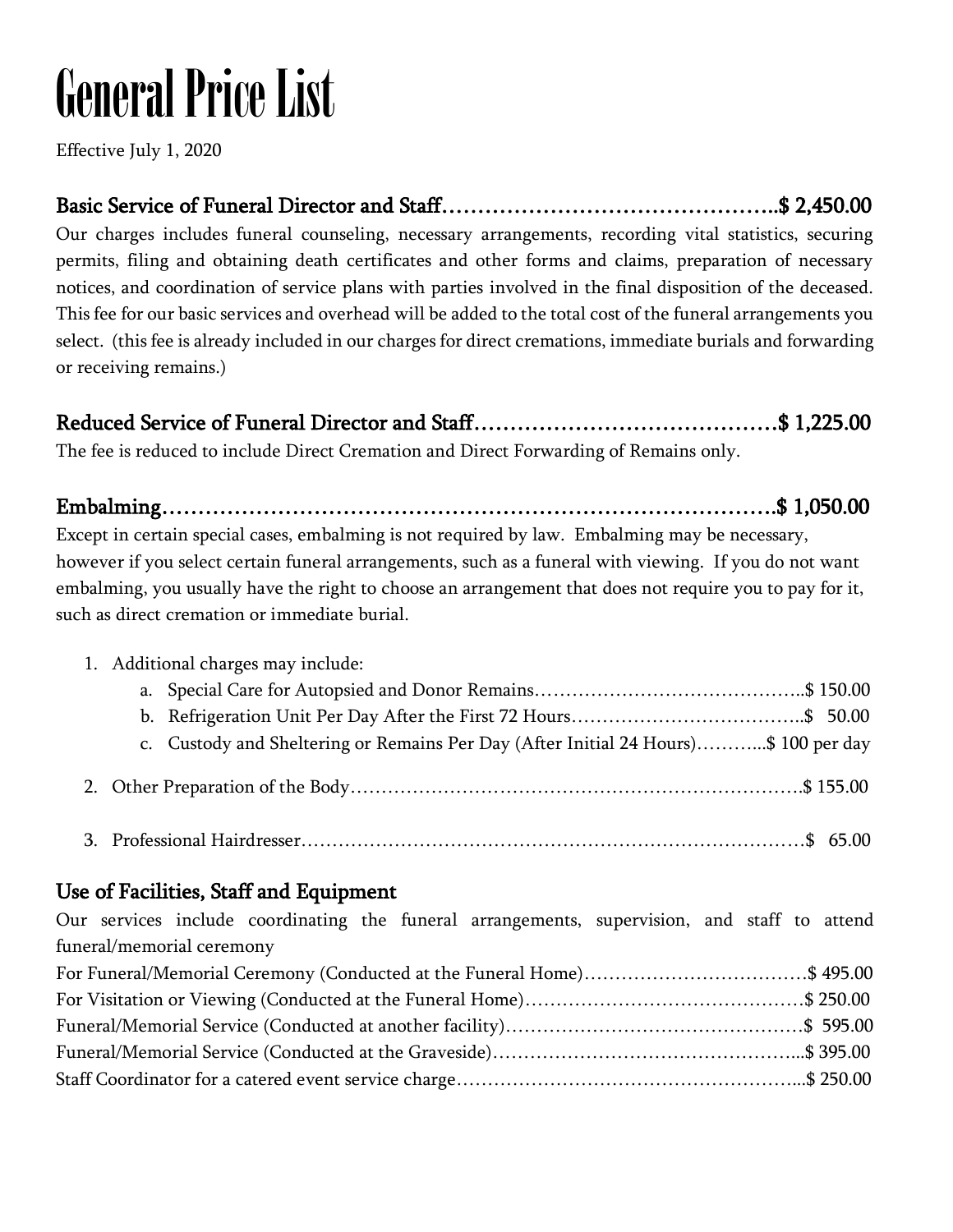# General Price List

Effective July 1, 2020

## Basic Service of Funeral Director and Staff…………………………………………..$ 2,450.00

Our charges includes funeral counseling, necessary arrangements, recording vital statistics, securing permits, filing and obtaining death certificates and other forms and claims, preparation of necessary notices, and coordination of service plans with parties involved in the final disposition of the deceased. This fee for our basic services and overhead will be added to the total cost of the funeral arrangements you select. (this fee is already included in our charges for direct cremations, immediate burials and forwarding or receiving remains.)

## Reduced Service of Funeral Director and Staff……………………………………$ 1,225.00

The fee is reduced to include Direct Cremation and Direct Forwarding of Remains only.

## Embalming……………………………………………………………………….$ 1,050.00

Except in certain special cases, embalming is not required by law. Embalming may be necessary, however if you select certain funeral arrangements, such as a funeral with viewing. If you do not want embalming, you usually have the right to choose an arrangement that does not require you to pay for it, such as direct cremation or immediate burial.

1. Additional charges may include:
   a. Special Care for Autopsied and Donor Remains……………………………………..$ 150.00
   b. Refrigeration Unit Per Day After the First 72 Hours………………………………..$ 50.00
   c. Custody and Sheltering or Remains Per Day (After Initial 24 Hours)………..$ 100 per day
2. Other Preparation of the Body……………………………………………………………$ 155.00
3. Professional Hairdresser…………………………………………………………………$ 65.00

## Use of Facilities, Staff and Equipment

Our services include coordinating the funeral arrangements, supervision, and staff to attend funeral/memorial ceremony

For Funeral/Memorial Ceremony (Conducted at the Funeral Home)………………………………$ 495.00
For Visitation or Viewing (Conducted at the Funeral Home)………………………………………$ 250.00
Funeral/Memorial Service (Conducted at another facility)…………………………………………$ 595.00
Funeral/Memorial Service (Conducted at the Graveside)…………………………………………...$ 395.00
Staff Coordinator for a catered event service charge………………………………………………...$ 250.00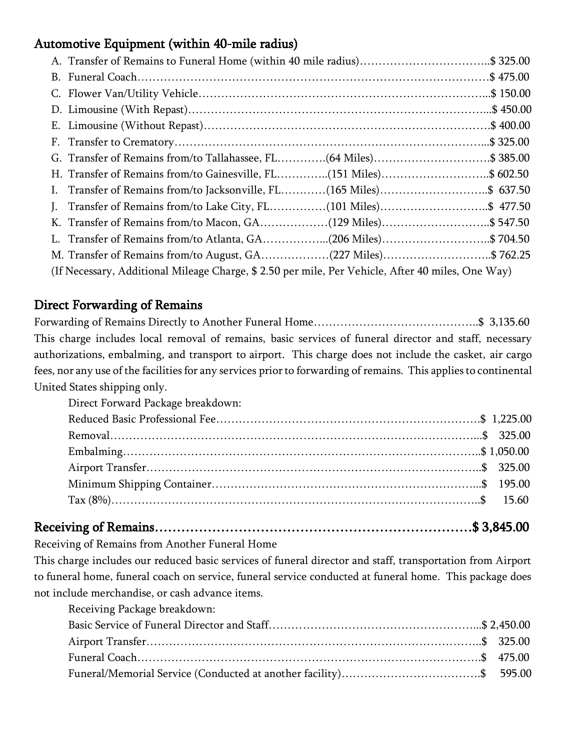## Automotive Equipment (within 40-mile radius)

A. Transfer of Remains to Funeral Home (within 40 mile radius)……………………………..$ 325.00
B. Funeral Coach……………………………………………………………………………$ 475.00
C. Flower Van/Utility Vehicle………………………………………………………………...$ 150.00
D. Limousine (With Repast)…………………………………………………………………...$ 450.00
E. Limousine (Without Repast)………………………………………………………………$ 400.00
F. Transfer to Crematory………………………………………………………………………...$ 325.00
G. Transfer of Remains from/to Tallahassee, FL………….(64 Miles)…………………………$ 385.00
H. Transfer of Remains from/to Gainesville, FL…………..(151 Miles)………………………..$ 602.50
I. Transfer of Remains from/to Jacksonville, FL…………(165 Miles)………………………..$ 637.50
J. Transfer of Remains from/to Lake City, FL……………(101 Miles)………………………..$ 477.50
K. Transfer of Remains from/to Macon, GA………………(129 Miles)………………………..$ 547.50
L. Transfer of Remains from/to Atlanta, GA……………...(206 Miles)………………………..$ 704.50
M. Transfer of Remains from/to August, GA………………(227 Miles)………………………..$ 762.25

(If Necessary, Additional Mileage Charge, $ 2.50 per mile, Per Vehicle, After 40 miles, One Way)

## Direct Forwarding of Remains

Forwarding of Remains Directly to Another Funeral Home……………………………………..$ 3,135.60

This charge includes local removal of remains, basic services of funeral director and staff, necessary authorizations, embalming, and transport to airport. This charge does not include the casket, air cargo fees, nor any use of the facilities for any services prior to forwarding of remains. This applies to continental United States shipping only.

Direct Forward Package breakdown:

Reduced Basic Professional Fee……………………………………………………………$ 1,225.00
Removal………………………………………………………………………………...$ 325.00
Embalming……………………………………………………………………………..$ 1,050.00
Airport Transfer…………………………………………………………………………..$ 325.00
Minimum Shipping Container……………………………………………………………...$ 195.00
Tax (8%)…………………………………………………………………………………..$ 15.60

## Receiving of Remains………………………………………………………………$ 3,845.00

Receiving of Remains from Another Funeral Home

This charge includes our reduced basic services of funeral director and staff, transportation from Airport to funeral home, funeral coach on service, funeral service conducted at funeral home. This package does not include merchandise, or cash advance items.

Receiving Package breakdown:

Basic Service of Funeral Director and Staff………………………………………………..$ 2,450.00
Airport Transfer…………………………………………………………………………..$ 325.00
Funeral Coach……………………………………………………………………………$ 475.00
Funeral/Memorial Service (Conducted at another facility)……………………………….$ 595.00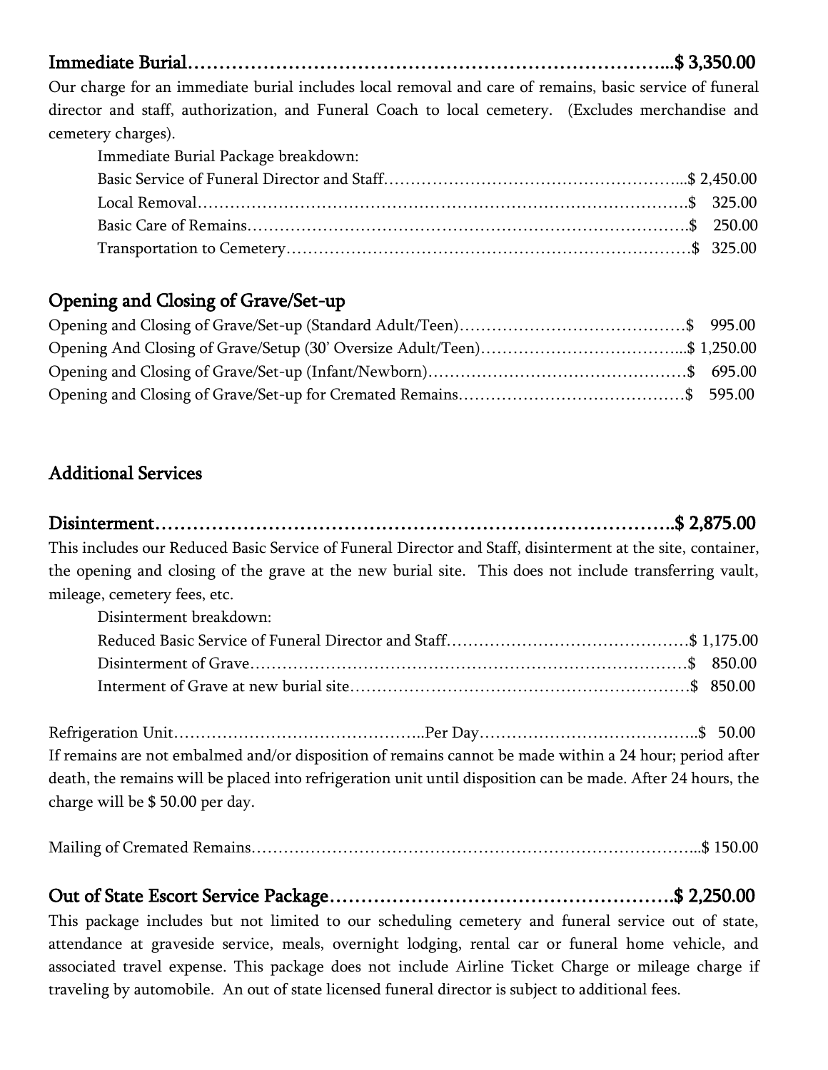## Immediate Burial……………………………………………………………………..$ 3,350.00

Our charge for an immediate burial includes local removal and care of remains, basic service of funeral director and staff, authorization, and Funeral Coach to local cemetery. (Excludes merchandise and cemetery charges).

Immediate Burial Package breakdown:

Basic Service of Funeral Director and Staff………………………………………………..$ 2,450.00
Local Removal……………………………………………………………………………….$ 325.00
Basic Care of Remains……………………………………………………………………….$ 250.00
Transportation to Cemetery………………………………………………………………….$ 325.00

## Opening and Closing of Grave/Set-up

Opening and Closing of Grave/Set-up (Standard Adult/Teen)……………………………………$ 995.00
Opening And Closing of Grave/Setup (30' Oversize Adult/Teen)………………………………..$ 1,250.00
Opening and Closing of Grave/Set-up (Infant/Newborn)…………………………………………$ 695.00
Opening and Closing of Grave/Set-up for Cremated Remains……………………………………$ 595.00

## Additional Services

## Disinterment…………………………………………………………………………..$ 2,875.00

This includes our Reduced Basic Service of Funeral Director and Staff, disinterment at the site, container, the opening and closing of the grave at the new burial site. This does not include transferring vault, mileage, cemetery fees, etc.

Disinterment breakdown:

Reduced Basic Service of Funeral Director and Staff………………………………………$ 1,175.00
Disinterment of Grave………………………………………………………………………$ 850.00
Interment of Grave at new burial site………………………………………………………$ 850.00

Refrigeration Unit………………………………………..Per Day…………………………………..$ 50.00

If remains are not embalmed and/or disposition of remains cannot be made within a 24 hour; period after death, the remains will be placed into refrigeration unit until disposition can be made. After 24 hours, the charge will be $ 50.00 per day.

Mailing of Cremated Remains………………………………………………………………………...$ 150.00

## Out of State Escort Service Package……………………………………………….$ 2,250.00

This package includes but not limited to our scheduling cemetery and funeral service out of state, attendance at graveside service, meals, overnight lodging, rental car or funeral home vehicle, and associated travel expense. This package does not include Airline Ticket Charge or mileage charge if traveling by automobile. An out of state licensed funeral director is subject to additional fees.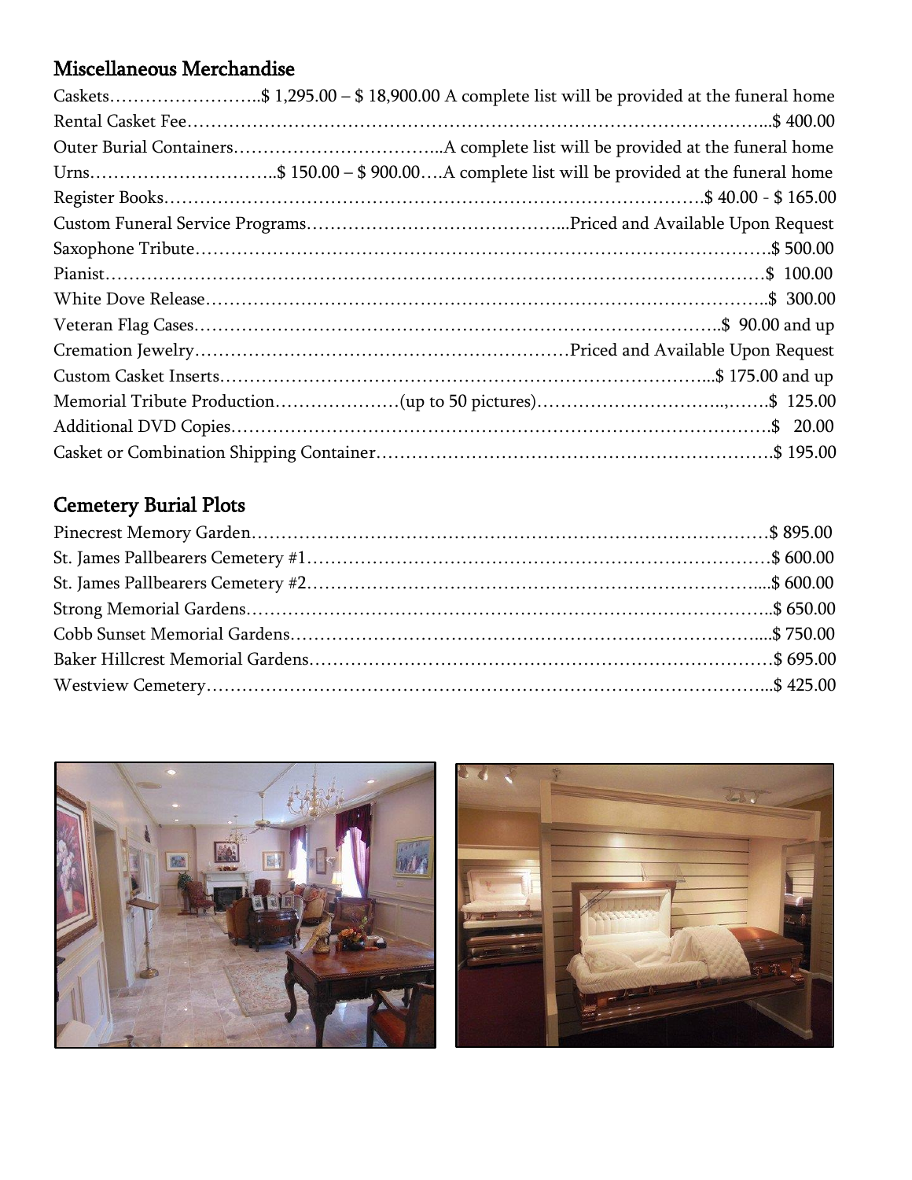## Miscellaneous Merchandise

| Item | Price |
| --- | --- |
| Caskets | $ 1,295.00 – $ 18,900.00 A complete list will be provided at the funeral home |
| Rental Casket Fee | $ 400.00 |
| Outer Burial Containers | A complete list will be provided at the funeral home |
| Urns | $ 150.00 – $ 900.00….A complete list will be provided at the funeral home |
| Register Books | $ 40.00 - $ 165.00 |
| Custom Funeral Service Programs | Priced and Available Upon Request |
| Saxophone Tribute | $ 500.00 |
| Pianist | $ 100.00 |
| White Dove Release | $ 300.00 |
| Veteran Flag Cases | $ 90.00 and up |
| Cremation Jewelry | Priced and Available Upon Request |
| Custom Casket Inserts | $ 175.00 and up |
| Memorial Tribute Production (up to 50 pictures) | $ 125.00 |
| Additional DVD Copies | $ 20.00 |
| Casket or Combination Shipping Container | $ 195.00 |

## Cemetery Burial Plots

| Cemetery | Price |
| --- | --- |
| Pinecrest Memory Garden | $ 895.00 |
| St. James Pallbearers Cemetery #1 | $ 600.00 |
| St. James Pallbearers Cemetery #2 | $ 600.00 |
| Strong Memorial Gardens | $ 650.00 |
| Cobb Sunset Memorial Gardens | $ 750.00 |
| Baker Hillcrest Memorial Gardens | $ 695.00 |
| Westview Cemetery | $ 425.00 |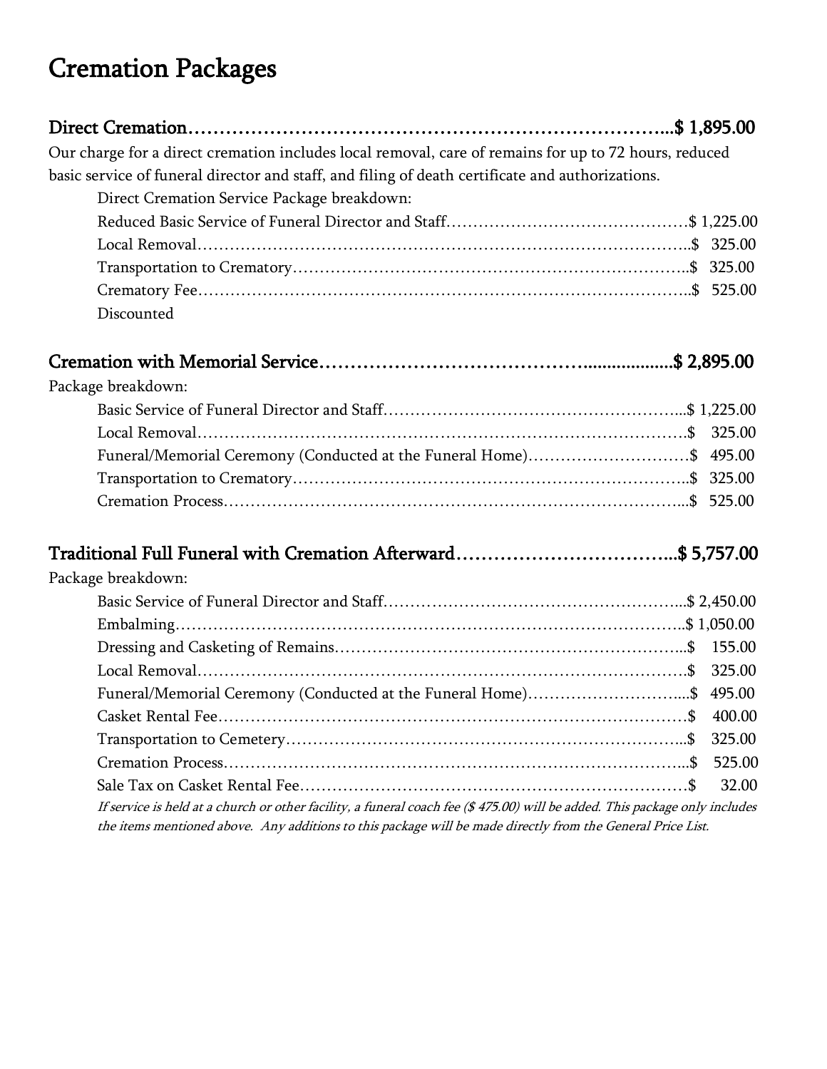# Cremation Packages

## Direct Cremation……………………………………………………………………..$ 1,895.00

Our charge for a direct cremation includes local removal, care of remains for up to 72 hours, reduced basic service of funeral director and staff, and filing of death certificate and authorizations.

Direct Cremation Service Package breakdown:

Reduced Basic Service of Funeral Director and Staff………………………………………$ 1,225.00
Local Removal……………………………………………………………………………..$ 325.00
Transportation to Crematory………………………………………………………………..$ 325.00
Crematory Fee……………………………………………………………………………..$ 525.00
Discounted

## Cremation with Memorial Service………………………………………...................$ 2,895.00

Package breakdown:

Basic Service of Funeral Director and Staff………………………………………………..$ 1,225.00
Local Removal…………………………………………………………………………….$ 325.00
Funeral/Memorial Ceremony (Conducted at the Funeral Home)…………………………$ 495.00
Transportation to Crematory………………………………………………………………..$ 325.00
Cremation Process…………………………………………………………………………...$ 525.00

## Traditional Full Funeral with Cremation Afterward……………………………..$ 5,757.00

Package breakdown:

Basic Service of Funeral Director and Staff………………………………………………..$ 2,450.00
Embalming…………………………………………………………………………………..$ 1,050.00
Dressing and Casketing of Remains………………………………………………………..$ 155.00
Local Removal…………………………………………………………………………….$ 325.00
Funeral/Memorial Ceremony (Conducted at the Funeral Home)………………………....$ 495.00
Casket Rental Fee…………………………………………………………………………$ 400.00
Transportation to Cemetery………………………………………………………………..$ 325.00
Cremation Process…………………………………………………………………………...$ 525.00
Sale Tax on Casket Rental Fee……………………………………………………………$ 32.00

*If service is held at a church or other facility, a funeral coach fee ($ 475.00) will be added. This package only includes the items mentioned above. Any additions to this package will be made directly from the General Price List.*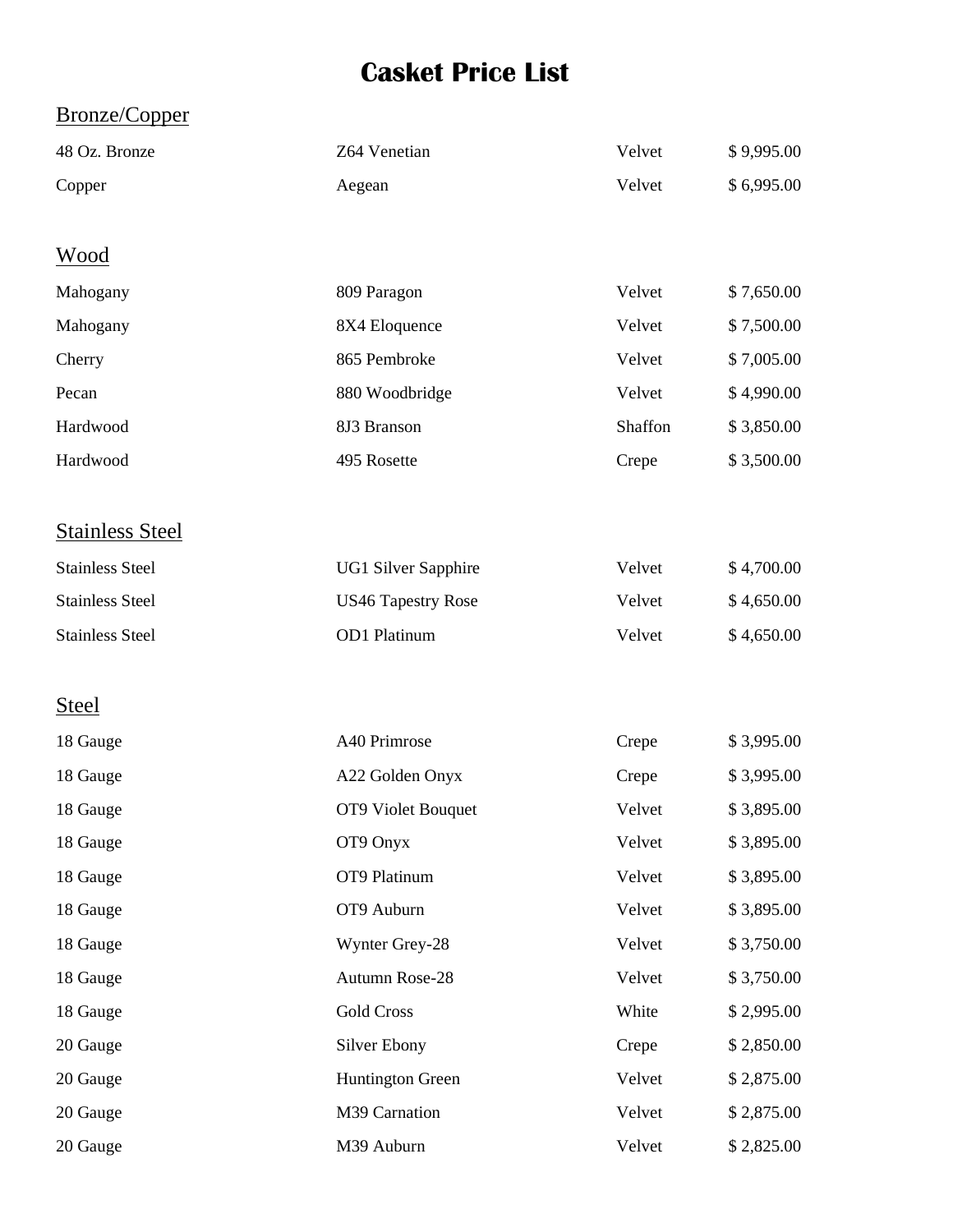# Casket Price List

## Bronze/Copper

| | | | |
|---|---|---|---|
| 48 Oz. Bronze | Z64 Venetian | Velvet | $ 9,995.00 |
| Copper | Aegean | Velvet | $ 6,995.00 |

## Wood

| | | | |
|---|---|---|---|
| Mahogany | 809 Paragon | Velvet | $ 7,650.00 |
| Mahogany | 8X4 Eloquence | Velvet | $ 7,500.00 |
| Cherry | 865 Pembroke | Velvet | $ 7,005.00 |
| Pecan | 880 Woodbridge | Velvet | $ 4,990.00 |
| Hardwood | 8J3 Branson | Shaffon | $ 3,850.00 |
| Hardwood | 495 Rosette | Crepe | $ 3,500.00 |

## Stainless Steel

| | | | |
|---|---|---|---|
| Stainless Steel | UG1 Silver Sapphire | Velvet | $ 4,700.00 |
| Stainless Steel | US46 Tapestry Rose | Velvet | $ 4,650.00 |
| Stainless Steel | OD1 Platinum | Velvet | $ 4,650.00 |

## Steel

| | | | |
|---|---|---|---|
| 18 Gauge | A40 Primrose | Crepe | $ 3,995.00 |
| 18 Gauge | A22 Golden Onyx | Crepe | $ 3,995.00 |
| 18 Gauge | OT9 Violet Bouquet | Velvet | $ 3,895.00 |
| 18 Gauge | OT9 Onyx | Velvet | $ 3,895.00 |
| 18 Gauge | OT9 Platinum | Velvet | $ 3,895.00 |
| 18 Gauge | OT9 Auburn | Velvet | $ 3,895.00 |
| 18 Gauge | Wynter Grey-28 | Velvet | $ 3,750.00 |
| 18 Gauge | Autumn Rose-28 | Velvet | $ 3,750.00 |
| 18 Gauge | Gold Cross | White | $ 2,995.00 |
| 20 Gauge | Silver Ebony | Crepe | $ 2,850.00 |
| 20 Gauge | Huntington Green | Velvet | $ 2,875.00 |
| 20 Gauge | M39 Carnation | Velvet | $ 2,875.00 |
| 20 Gauge | M39 Auburn | Velvet | $ 2,825.00 |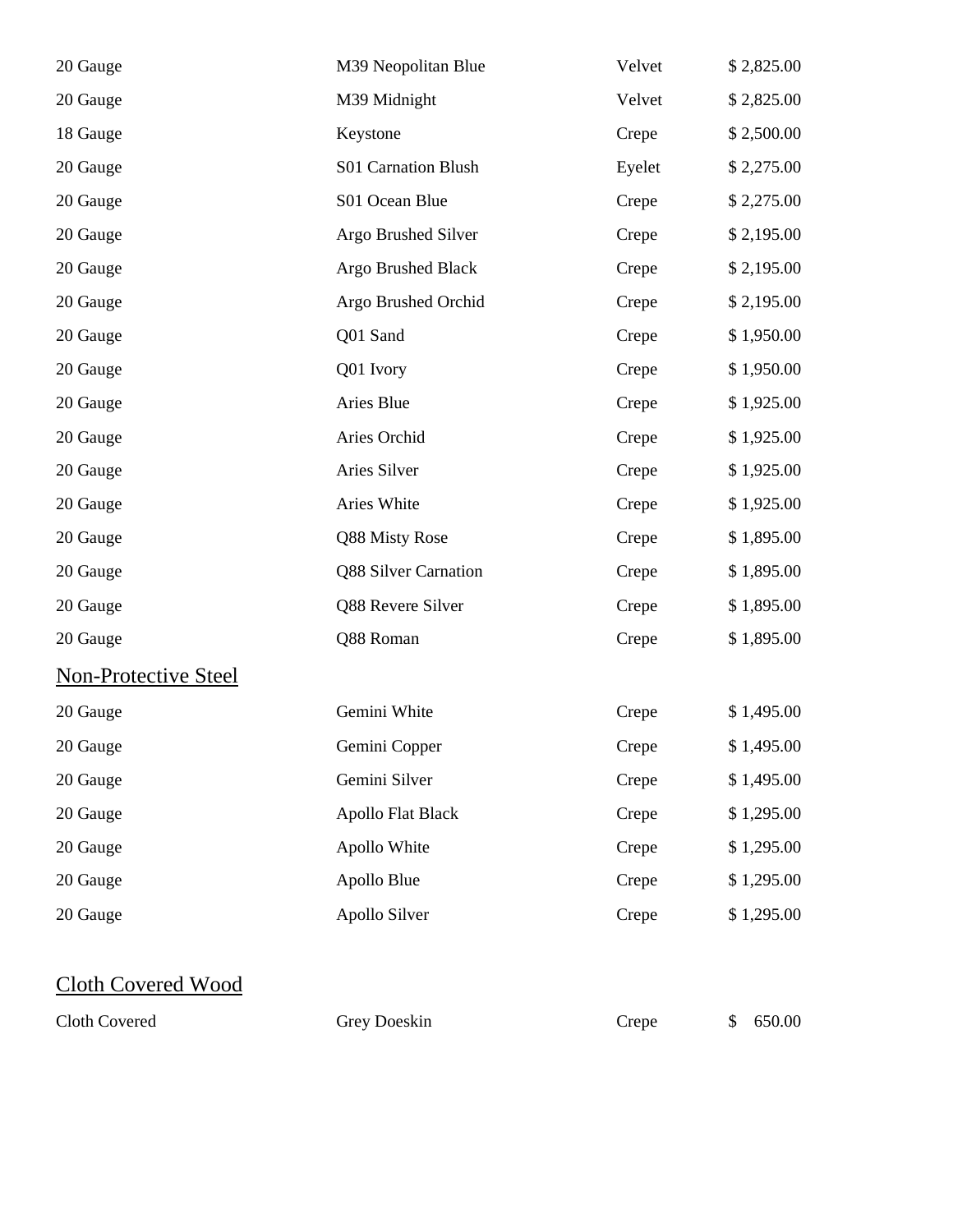| | | | |
|---|---|---|---|
| 20 Gauge | M39 Neopolitan Blue | Velvet | $ 2,825.00 |
| 20 Gauge | M39 Midnight | Velvet | $ 2,825.00 |
| 18 Gauge | Keystone | Crepe | $ 2,500.00 |
| 20 Gauge | S01 Carnation Blush | Eyelet | $ 2,275.00 |
| 20 Gauge | S01 Ocean Blue | Crepe | $ 2,275.00 |
| 20 Gauge | Argo Brushed Silver | Crepe | $ 2,195.00 |
| 20 Gauge | Argo Brushed Black | Crepe | $ 2,195.00 |
| 20 Gauge | Argo Brushed Orchid | Crepe | $ 2,195.00 |
| 20 Gauge | Q01 Sand | Crepe | $ 1,950.00 |
| 20 Gauge | Q01 Ivory | Crepe | $ 1,950.00 |
| 20 Gauge | Aries Blue | Crepe | $ 1,925.00 |
| 20 Gauge | Aries Orchid | Crepe | $ 1,925.00 |
| 20 Gauge | Aries Silver | Crepe | $ 1,925.00 |
| 20 Gauge | Aries White | Crepe | $ 1,925.00 |
| 20 Gauge | Q88 Misty Rose | Crepe | $ 1,895.00 |
| 20 Gauge | Q88 Silver Carnation | Crepe | $ 1,895.00 |
| 20 Gauge | Q88 Revere Silver | Crepe | $ 1,895.00 |
| 20 Gauge | Q88 Roman | Crepe | $ 1,895.00 |

## Non-Protective Steel

| | | | |
|---|---|---|---|
| 20 Gauge | Gemini White | Crepe | $ 1,495.00 |
| 20 Gauge | Gemini Copper | Crepe | $ 1,495.00 |
| 20 Gauge | Gemini Silver | Crepe | $ 1,495.00 |
| 20 Gauge | Apollo Flat Black | Crepe | $ 1,295.00 |
| 20 Gauge | Apollo White | Crepe | $ 1,295.00 |
| 20 Gauge | Apollo Blue | Crepe | $ 1,295.00 |
| 20 Gauge | Apollo Silver | Crepe | $ 1,295.00 |

## Cloth Covered Wood

| | | | |
|---|---|---|---|
| Cloth Covered | Grey Doeskin | Crepe | $ 650.00 |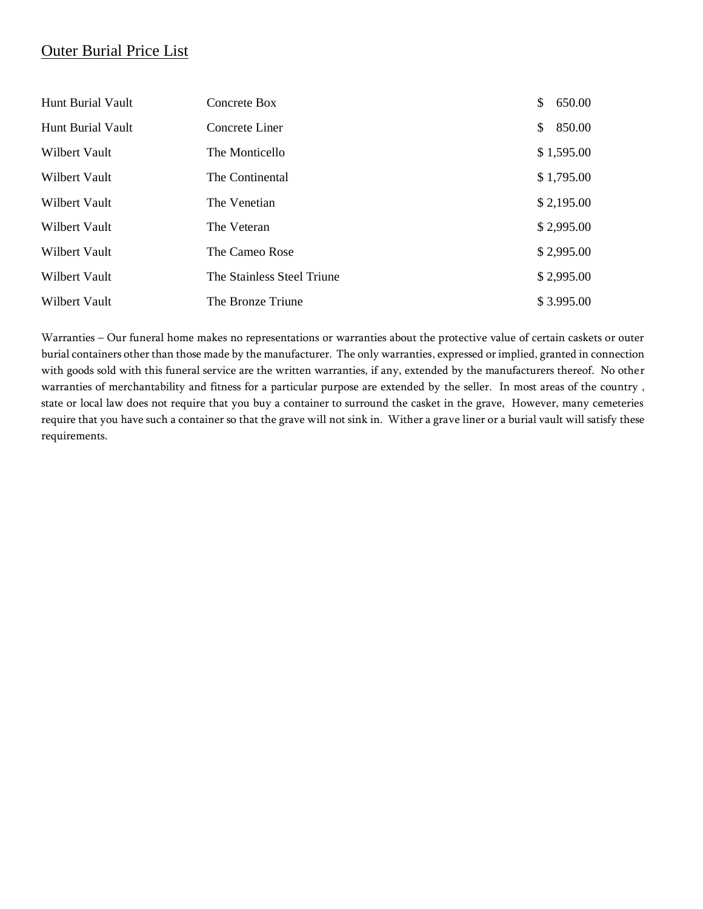## Outer Burial Price List

| | | |
|---|---|---|
| Hunt Burial Vault | Concrete Box | $ 650.00 |
| Hunt Burial Vault | Concrete Liner | $ 850.00 |
| Wilbert Vault | The Monticello | $ 1,595.00 |
| Wilbert Vault | The Continental | $ 1,795.00 |
| Wilbert Vault | The Venetian | $ 2,195.00 |
| Wilbert Vault | The Veteran | $ 2,995.00 |
| Wilbert Vault | The Cameo Rose | $ 2,995.00 |
| Wilbert Vault | The Stainless Steel Triune | $ 2,995.00 |
| Wilbert Vault | The Bronze Triune | $ 3.995.00 |

Warranties – Our funeral home makes no representations or warranties about the protective value of certain caskets or outer burial containers other than those made by the manufacturer. The only warranties, expressed or implied, granted in connection with goods sold with this funeral service are the written warranties, if any, extended by the manufacturers thereof. No other warranties of merchantability and fitness for a particular purpose are extended by the seller. In most areas of the country , state or local law does not require that you buy a container to surround the casket in the grave, However, many cemeteries require that you have such a container so that the grave will not sink in. Wither a grave liner or a burial vault will satisfy these requirements.